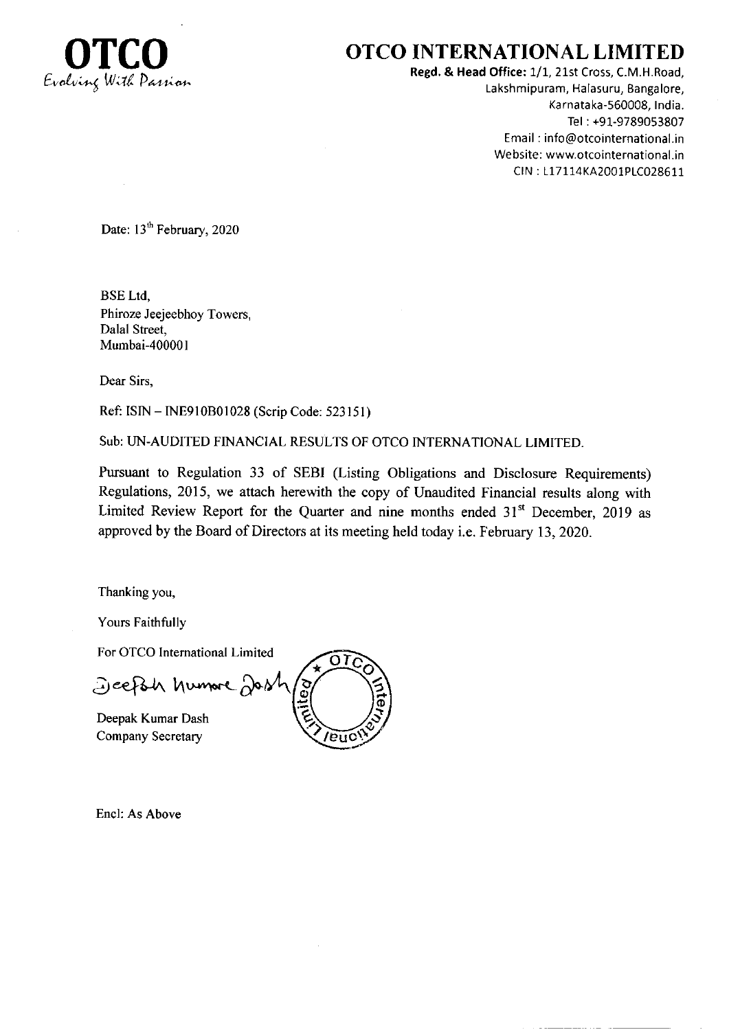**OTCO**
*Evolving With Passion*

# OTCO INTERNATIONAL LIMITED

**Regd. & Head Office:** 1/1, 21st Cross, C.M.H.Road,
Lakshmipuram, Halasuru, Bangalore,
Karnataka-560008, India.
Tel : +91-9789053807
Email : info@otcointernational.in
Website: www.otcointernational.in
CIN : L17114KA2001PLC028611

Date: 13th February, 2020

BSE Ltd,
Phiroze Jeejeebhoy Towers,
Dalal Street,
Mumbai-400001

Dear Sirs,

Ref: ISIN – INE910B01028 (Scrip Code: 523151)

Sub: UN-AUDITED FINANCIAL RESULTS OF OTCO INTERNATIONAL LIMITED.

Pursuant to Regulation 33 of SEBI (Listing Obligations and Disclosure Requirements) Regulations, 2015, we attach herewith the copy of Unaudited Financial results along with Limited Review Report for the Quarter and nine months ended 31st December, 2019 as approved by the Board of Directors at its meeting held today i.e. February 13, 2020.

Thanking you,

Yours Faithfully

For OTCO International Limited

Deepak Kumar Dash
Company Secretary

Encl: As Above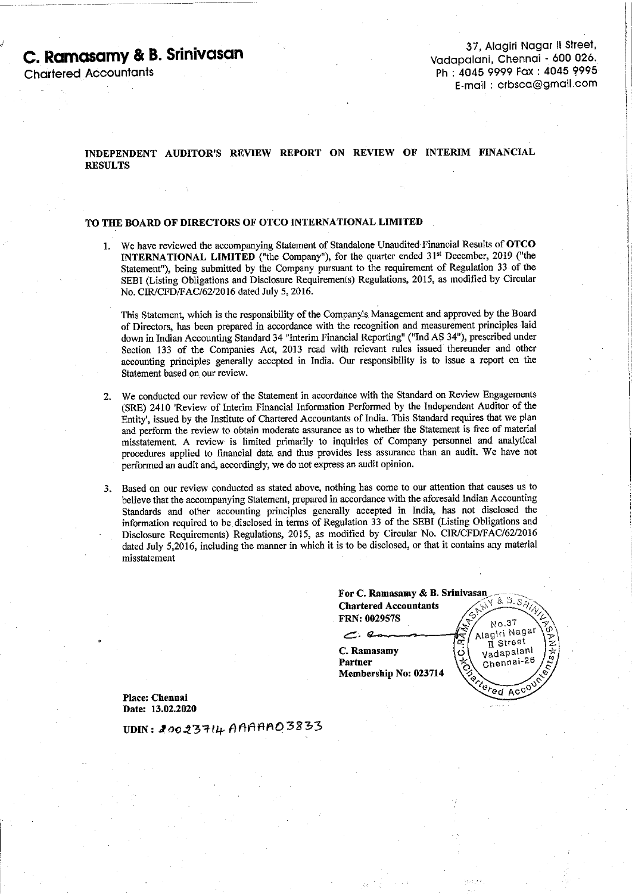# C. Ramasamy & B. Srinivasan

Chartered Accountants

37, Alagiri Nagar II Street,
Vadapalani, Chennai - 600 026.
Ph : 4045 9999 Fax : 4045 9995
E-mail : crbsca@gmail.com

**INDEPENDENT AUDITOR'S REVIEW REPORT ON REVIEW OF INTERIM FINANCIAL RESULTS**

**TO THE BOARD OF DIRECTORS OF OTCO INTERNATIONAL LIMITED**

1. We have reviewed the accompanying Statement of Standalone Unaudited Financial Results of **OTCO INTERNATIONAL LIMITED** ("the Company"), for the quarter ended 31st December, 2019 ("the Statement"), being submitted by the Company pursuant to the requirement of Regulation 33 of the SEBI (Listing Obligations and Disclosure Requirements) Regulations, 2015, as modified by Circular No. CIR/CFD/FAC/62/2016 dated July 5, 2016.

   This Statement, which is the responsibility of the Company's Management and approved by the Board of Directors, has been prepared in accordance with the recognition and measurement principles laid down in Indian Accounting Standard 34 "Interim Financial Reporting" ("Ind AS 34"), prescribed under Section 133 of the Companies Act, 2013 read with relevant rules issued thereunder and other accounting principles generally accepted in India. Our responsibility is to issue a report on the Statement based on our review.

2. We conducted our review of the Statement in accordance with the Standard on Review Engagements (SRE) 2410 'Review of Interim Financial Information Performed by the Independent Auditor of the Entity', issued by the Institute of Chartered Accountants of India. This Standard requires that we plan and perform the review to obtain moderate assurance as to whether the Statement is free of material misstatement. A review is limited primarily to inquiries of Company personnel and analytical procedures applied to financial data and thus provides less assurance than an audit. We have not performed an audit and, accordingly, we do not express an audit opinion.

3. Based on our review conducted as stated above, nothing has come to our attention that causes us to believe that the accompanying Statement, prepared in accordance with the aforesaid Indian Accounting Standards and other accounting principles generally accepted in India, has not disclosed the information required to be disclosed in terms of Regulation 33 of the SEBI (Listing Obligations and Disclosure Requirements) Regulations, 2015, as modified by Circular No. CIR/CFD/FAC/62/2016 dated July 5,2016, including the manner in which it is to be disclosed, or that it contains any material misstatement

**For C. Ramasamy & B. Srinivasan**
**Chartered Accountants**
**FRN: 002957S**

**C. Ramasamy**
**Partner**
**Membership No: 023714**

**Place: Chennai**
**Date: 13.02.2020**

**UDIN:** 20023714AAAAAO3833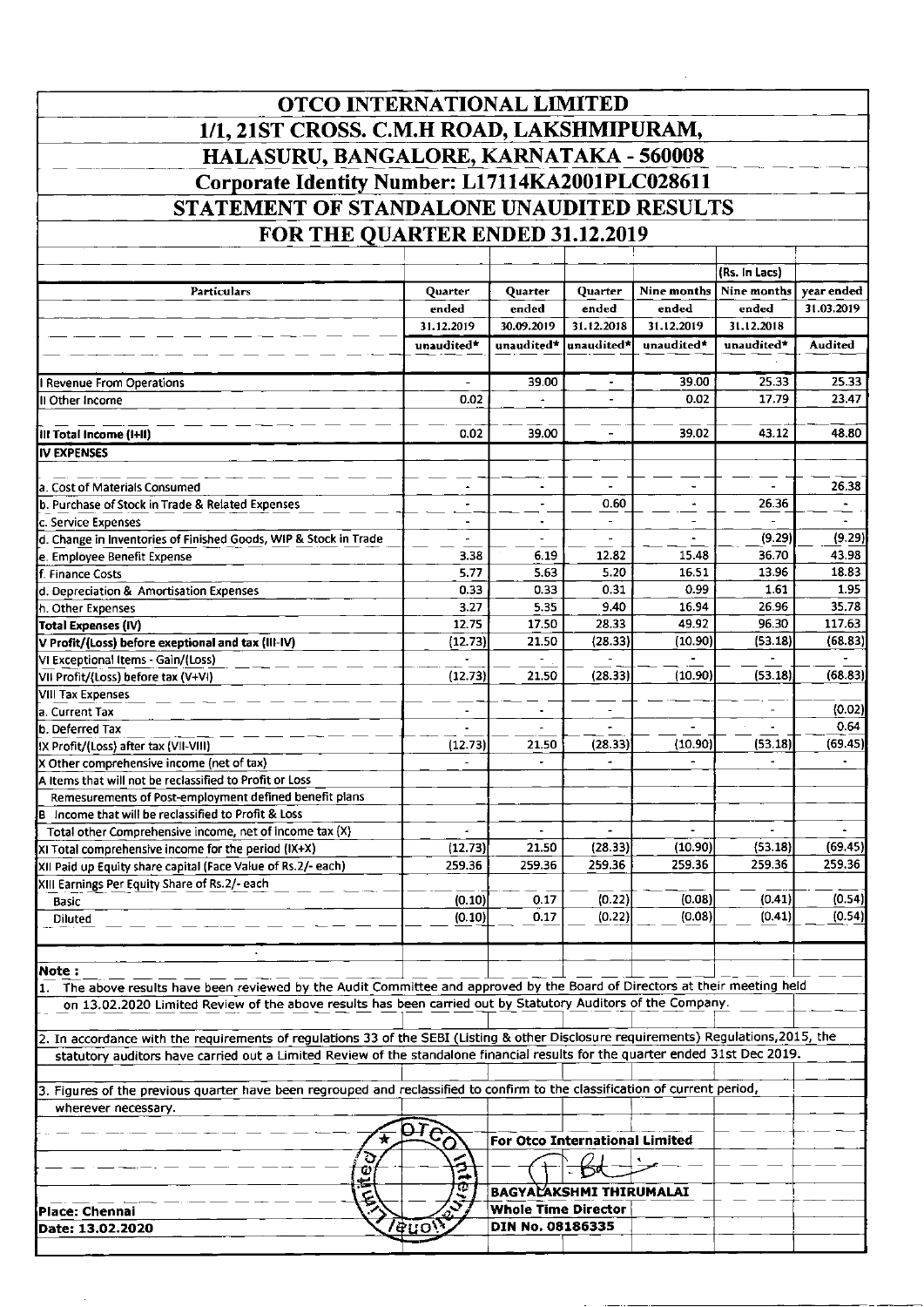# OTCO INTERNATIONAL LIMITED

## 1/1, 21ST CROSS. C.M.H ROAD, LAKSHMIPURAM,

## HALASURU, BANGALORE, KARNATAKA - 560008

## Corporate Identity Number: L17114KA2001PLC028611

## STATEMENT OF STANDALONE UNAUDITED RESULTS

## FOR THE QUARTER ENDED 31.12.2019

(Rs. In Lacs)

| Particulars | Quarter ended 31.12.2019 | Quarter ended 30.09.2019 | Quarter ended 31.12.2018 | Nine months ended 31.12.2019 | Nine months ended 31.12.2018 | year ended 31.03.2019 |
|---|---|---|---|---|---|---|
| | unaudited* | unaudited* | unaudited* | unaudited* | unaudited* | Audited |
| I Revenue From Operations | - | 39.00 | - | 39.00 | 25.33 | 25.33 |
| II Other Income | 0.02 | - | - | 0.02 | 17.79 | 23.47 |
| III Total Income (I+II) | 0.02 | 39.00 | - | 39.02 | 43.12 | 48.80 |
| **IV EXPENSES** | | | | | | |
| a. Cost of Materials Consumed | - | - | - | - | - | 26.38 |
| b. Purchase of Stock in Trade & Related Expenses | - | - | 0.60 | - | 26.36 | - |
| c. Service Expenses | - | - | - | - | - | - |
| d. Change in Inventories of Finished Goods, WIP & Stock in Trade | - | - | - | - | (9.29) | (9.29) |
| e. Employee Benefit Expense | 3.38 | 6.19 | 12.82 | 15.48 | 36.70 | 43.98 |
| f. Finance Costs | 5.77 | 5.63 | 5.20 | 16.51 | 13.96 | 18.83 |
| d. Depreciation & Amortisation Expenses | 0.33 | 0.33 | 0.31 | 0.99 | 1.61 | 1.95 |
| h. Other Expenses | 3.27 | 5.35 | 9.40 | 16.94 | 26.96 | 35.78 |
| **Total Expenses (IV)** | 12.75 | 17.50 | 28.33 | 49.92 | 96.30 | 117.63 |
| **V Profit/(Loss) before exeptional and tax (III-IV)** | (12.73) | 21.50 | (28.33) | (10.90) | (53.18) | (68.83) |
| VI Exceptional Items - Gain/(Loss) | - | - | - | - | - | - |
| VII Profit/(Loss) before tax (V+VI) | (12.73) | 21.50 | (28.33) | (10.90) | (53.18) | (68.83) |
| VIII Tax Expenses | | | | | | |
| a. Current Tax | - | - | - | | - | (0.02) |
| b. Deferred Tax | - | - | - | - | - | 0.64 |
| IX Profit/(Loss) after tax (VII-VIII) | (12.73) | 21.50 | (28.33) | (10.90) | (53.18) | (69.45) |
| X Other comprehensive income (net of tax) | - | - | - | - | - | - |
| A Items that will not be reclassified to Profit or Loss | | | | | | |
| Remesurements of Post-employment defined benefit plans | | | | | | |
| B Income that will be reclassified to Profit & Loss | | | | | | |
| Total other Comprehensive income, net of income tax (X) | - | - | - | - | - | - |
| XI Total comprehensive income for the period (IX+X) | (12.73) | 21.50 | (28.33) | (10.90) | (53.18) | (69.45) |
| XII Paid up Equity share capital (Face Value of Rs.2/- each) | 259.36 | 259.36 | 259.36 | 259.36 | 259.36 | 259.36 |
| XIII Earnings Per Equity Share of Rs.2/- each | | | | | | |
| Basic | (0.10) | 0.17 | (0.22) | (0.08) | (0.41) | (0.54) |
| Diluted | (0.10) | 0.17 | (0.22) | (0.08) | (0.41) | (0.54) |

**Note :**

1. The above results have been reviewed by the Audit Committee and approved by the Board of Directors at their meeting held on 13.02.2020 Limited Review of the above results has been carried out by Statutory Auditors of the Company.

2. In accordance with the requirements of regulations 33 of the SEBI (Listing & other Disclosure requirements) Regulations,2015, the statutory auditors have carried out a Limited Review of the standalone financial results for the quarter ended 31st Dec 2019.

3. Figures of the previous quarter have been regrouped and reclassified to confirm to the classification of current period, wherever necessary.

**For Otco International Limited**

**BAGYALAKSHMI THIRUMALAI**
**Whole Time Director**
**DIN No. 08186335**

**Place: Chennai**
**Date: 13.02.2020**